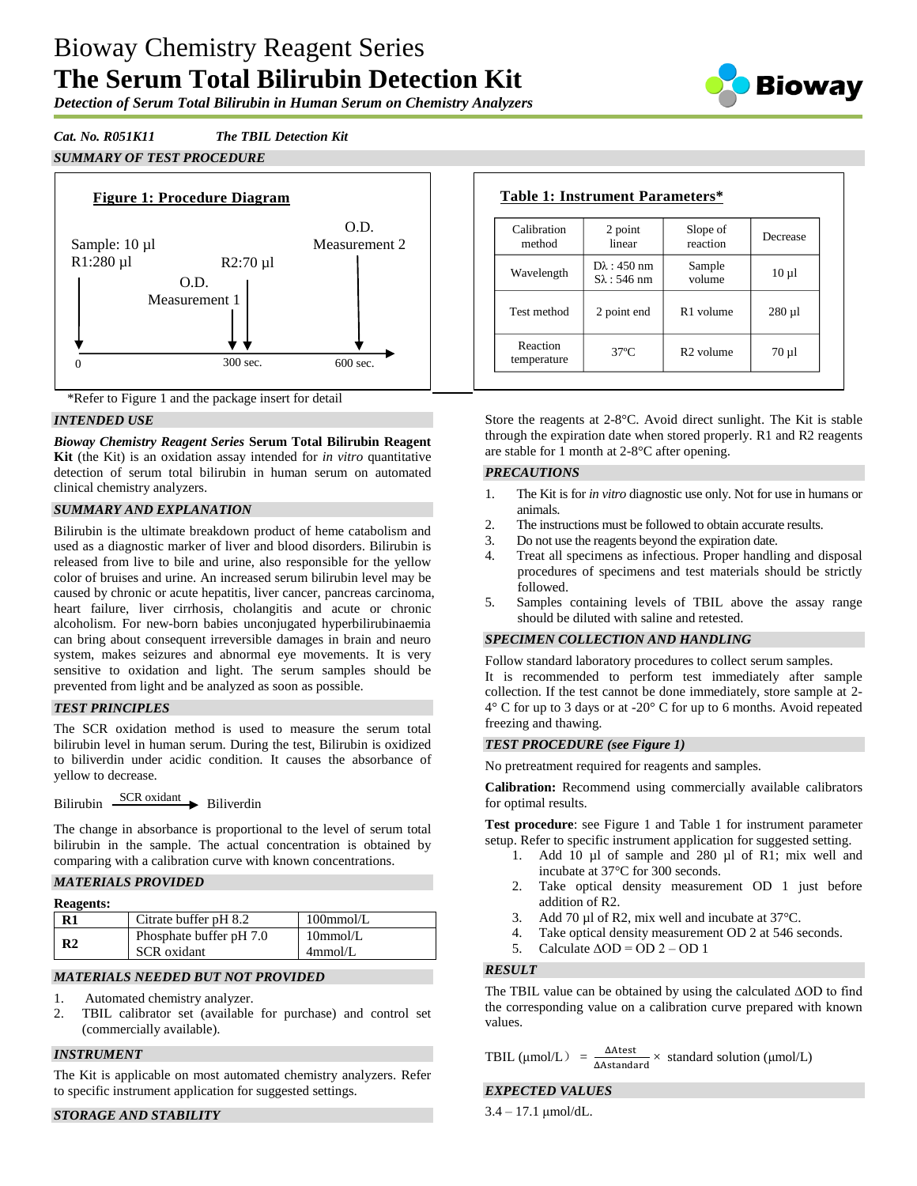# Bioway Chemistry Reagent Series
# The Serum Total Bilirubin Detection Kit

***Detection of Serum Total Bilirubin in Human Serum on Chemistry Analyzers***

*Cat. No. R051K11* *The TBIL Detection Kit*

## *SUMMARY OF TEST PROCEDURE*

**Figure 1: Procedure Diagram**

Sample: 10 µl
R1:280 µl
R2:70 µl
O.D. Measurement 1
O.D. Measurement 2
0
300 sec.
600 sec.

**Table 1: Instrument Parameters***

| | | | |
|---|---|---|---|
| Calibration method | 2 point linear | Slope of reaction | Decrease |
| Wavelength | Dλ : 450 nm<br>Sλ : 546 nm | Sample volume | 10 µl |
| Test method | 2 point end | R1 volume | 280 µl |
| Reaction temperature | 37ºC | R2 volume | 70 µl |

*Refer to Figure 1 and the package insert for detail

## *INTENDED USE*

***Bioway Chemistry Reagent Series*** **Serum Total Bilirubin Reagent Kit** (the Kit) is an oxidation assay intended for *in vitro* quantitative detection of serum total bilirubin in human serum on automated clinical chemistry analyzers.

## *SUMMARY AND EXPLANATION*

Bilirubin is the ultimate breakdown product of heme catabolism and used as a diagnostic marker of liver and blood disorders. Bilirubin is released from live to bile and urine, also responsible for the yellow color of bruises and urine. An increased serum bilirubin level may be caused by chronic or acute hepatitis, liver cancer, pancreas carcinoma, heart failure, liver cirrhosis, cholangitis and acute or chronic alcoholism. For new-born babies unconjugated hyperbilirubinaemia can bring about consequent irreversible damages in brain and neuro system, makes seizures and abnormal eye movements. It is very sensitive to oxidation and light. The serum samples should be prevented from light and be analyzed as soon as possible.

## *TEST PRINCIPLES*

The SCR oxidation method is used to measure the serum total bilirubin level in human serum. During the test, Bilirubin is oxidized to biliverdin under acidic condition. It causes the absorbance of yellow to decrease.

$$\text{Bilirubin} \xrightarrow{\text{SCR oxidant}} \text{Biliverdin}$$

The change in absorbance is proportional to the level of serum total bilirubin in the sample. The actual concentration is obtained by comparing with a calibration curve with known concentrations.

## *MATERIALS PROVIDED*

**Reagents:**

| | | |
|---|---|---|
| **R1** | Citrate buffer pH 8.2 | 100mmol/L |
| **R2** | Phosphate buffer pH 7.0<br>SCR oxidant | 10mmol/L<br>4mmol/L |

## *MATERIALS NEEDED BUT NOT PROVIDED*

1. Automated chemistry analyzer.
2. TBIL calibrator set (available for purchase) and control set (commercially available).

## *INSTRUMENT*

The Kit is applicable on most automated chemistry analyzers. Refer to specific instrument application for suggested settings.

## *STORAGE AND STABILITY*

Store the reagents at 2-8°C. Avoid direct sunlight. The Kit is stable through the expiration date when stored properly. R1 and R2 reagents are stable for 1 month at 2-8°C after opening.

## *PRECAUTIONS*

1. The Kit is for *in vitro* diagnostic use only. Not for use in humans or animals.
2. The instructions must be followed to obtain accurate results.
3. Do not use the reagents beyond the expiration date.
4. Treat all specimens as infectious. Proper handling and disposal procedures of specimens and test materials should be strictly followed.
5. Samples containing levels of TBIL above the assay range should be diluted with saline and retested.

## *SPECIMEN COLLECTION AND HANDLING*

Follow standard laboratory procedures to collect serum samples.
It is recommended to perform test immediately after sample collection. If the test cannot be done immediately, store sample at 2-4° C for up to 3 days or at -20° C for up to 6 months. Avoid repeated freezing and thawing.

## *TEST PROCEDURE (see Figure 1)*

No pretreatment required for reagents and samples.

**Calibration:** Recommend using commercially available calibrators for optimal results.

**Test procedure**: see Figure 1 and Table 1 for instrument parameter setup. Refer to specific instrument application for suggested setting.

1. Add 10 µl of sample and 280 µl of R1; mix well and incubate at 37°C for 300 seconds.
2. Take optical density measurement OD 1 just before addition of R2.
3. Add 70 µl of R2, mix well and incubate at 37°C.
4. Take optical density measurement OD 2 at 546 seconds.
5. Calculate ΔOD = OD 2 – OD 1

## *RESULT*

The TBIL value can be obtained by using the calculated ΔOD to find the corresponding value on a calibration curve prepared with known values.

$$\text{TBIL (µmol/L)} = \frac{\Delta A\text{test}}{\Delta A\text{standard}} \times \text{standard solution (µmol/L)}$$

## *EXPECTED VALUES*

3.4 – 17.1 µmol/dL.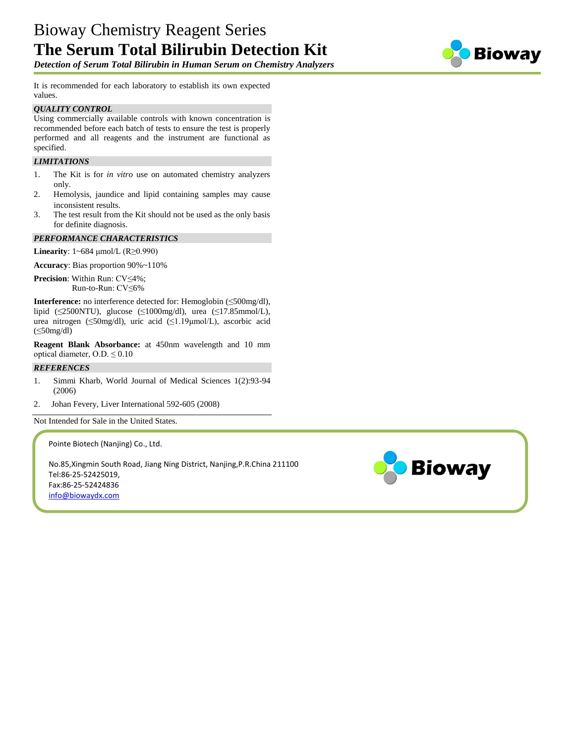It is recommended for each laboratory to establish its own expected values.

### *QUALITY CONTROL*

Using commercially available controls with known concentration is recommended before each batch of tests to ensure the test is properly performed and all reagents and the instrument are functional as specified.

### *LIMITATIONS*

1. The Kit is for *in vitro* use on automated chemistry analyzers only.
2. Hemolysis, jaundice and lipid containing samples may cause inconsistent results.
3. The test result from the Kit should not be used as the only basis for definite diagnosis.

### *PERFORMANCE CHARACTERISTICS*

**Linearity**: 1~684 μmol/L (R≥0.990)

**Accuracy**: Bias proportion 90%~110%

**Precision**: Within Run: CV≤4%;
Run-to-Run: CV≤6%

**Interference:** no interference detected for: Hemoglobin (≤500mg/dl), lipid (≤2500NTU), glucose (≤1000mg/dl), urea (≤17.85mmol/L), urea nitrogen (≤50mg/dl), uric acid (≤1.19μmol/L), ascorbic acid (≤50mg/dl)

**Reagent Blank Absorbance:** at 450nm wavelength and 10 mm optical diameter, O.D. ≤ 0.10

### *REFERENCES*

1. Simmi Kharb, World Journal of Medical Sciences 1(2):93-94 (2006)
2. Johan Fevery, Liver International 592-605 (2008)

Not Intended for Sale in the United States.

Pointe Biotech (Nanjing) Co., Ltd.

No.85,Xingmin South Road, Jiang Ning District, Nanjing,P.R.China 211100
Tel:86-25-52425019,
Fax:86-25-52424836
info@biowaydx.com